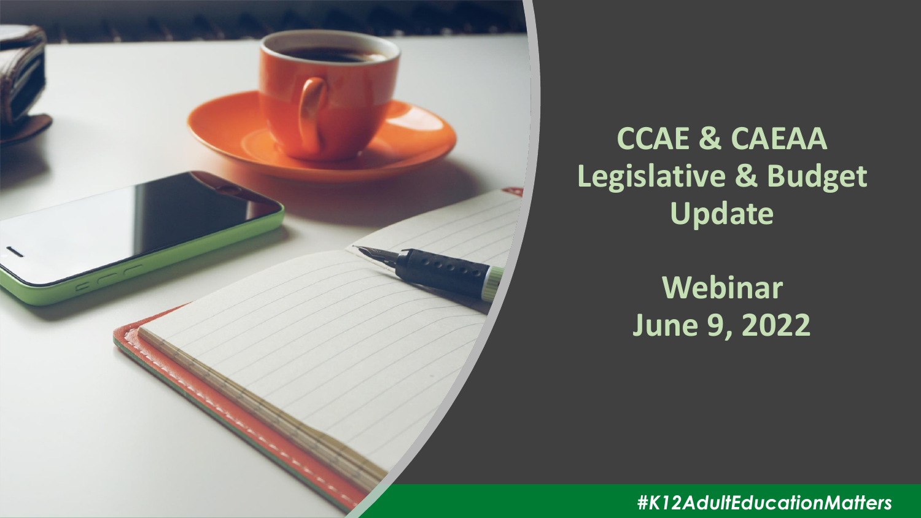# CCAE & CAEAA Legislative & Budget Update

## Webinar
## June 9, 2022

*#K12AdultEducationMatters*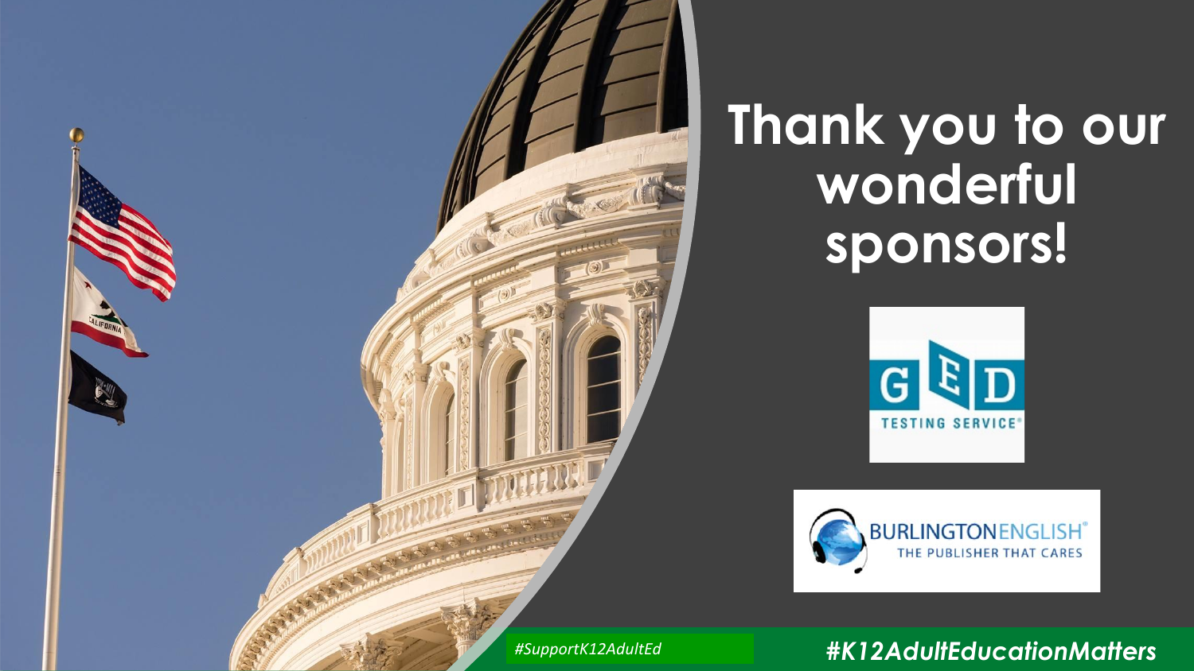# Thank you to our wonderful sponsors!

GED TESTING SERVICE®

BURLINGTONENGLISH® THE PUBLISHER THAT CARES

*#SupportK12AdultEd*

***#K12AdultEducationMatters***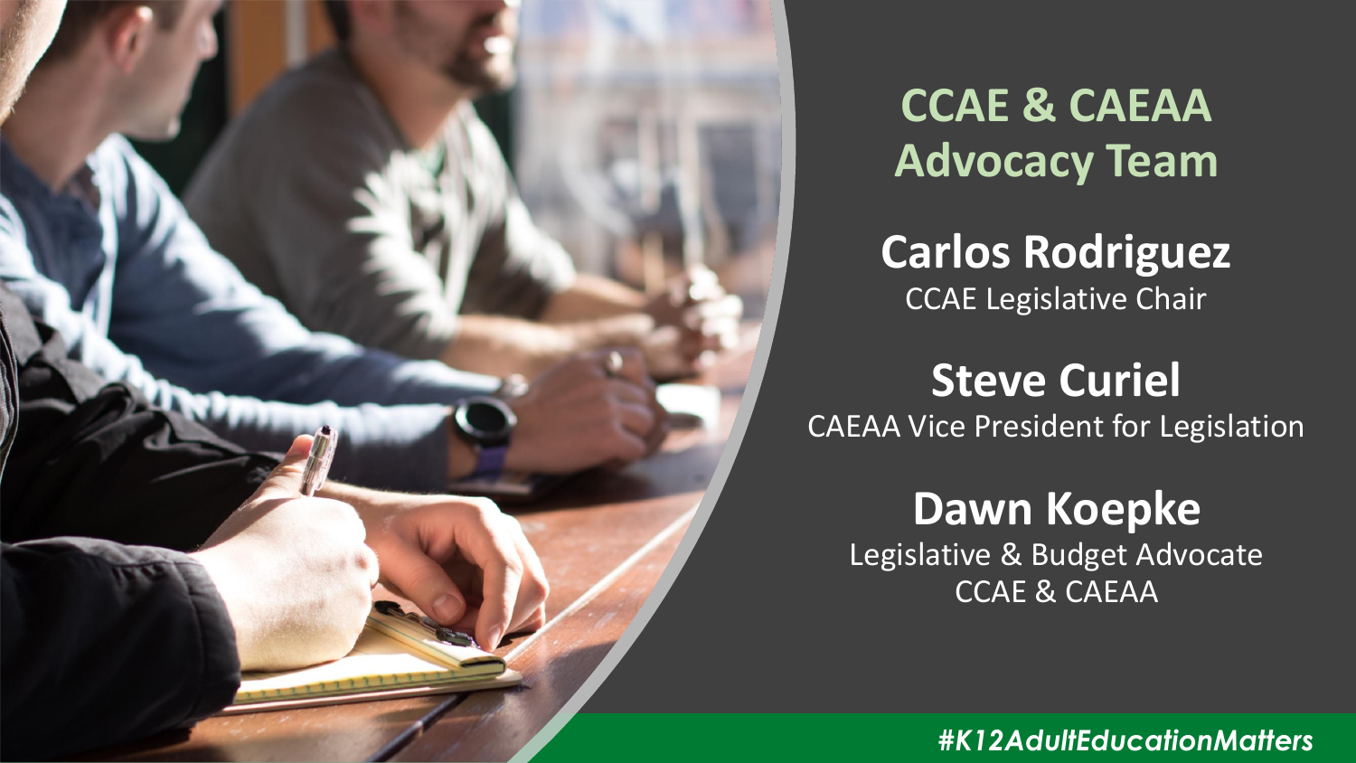# CCAE & CAEAA Advocacy Team

**Carlos Rodriguez**
CCAE Legislative Chair

**Steve Curiel**
CAEAA Vice President for Legislation

**Dawn Koepke**
Legislative & Budget Advocate
CCAE & CAEAA

*#K12AdultEducationMatters*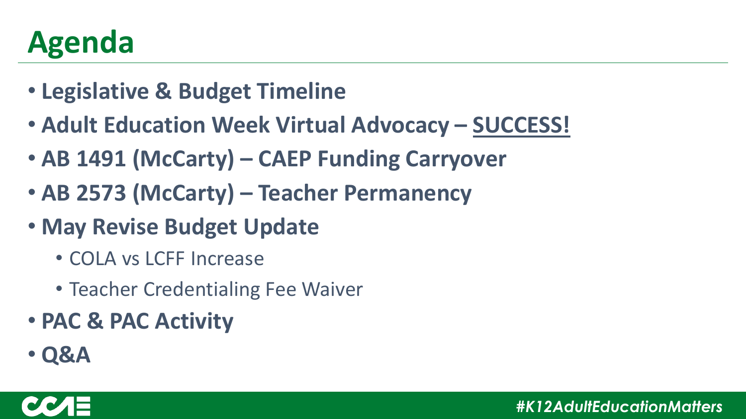# Agenda

- **Legislative & Budget Timeline**
- **Adult Education Week Virtual Advocacy – <u>SUCCESS!</u>**
- **AB 1491 (McCarty) – CAEP Funding Carryover**
- **AB 2573 (McCarty) – Teacher Permanency**
- **May Revise Budget Update**
  - COLA vs LCFF Increase
  - Teacher Credentialing Fee Waiver
- **PAC & PAC Activity**
- **Q&A**

*#K12AdultEducationMatters*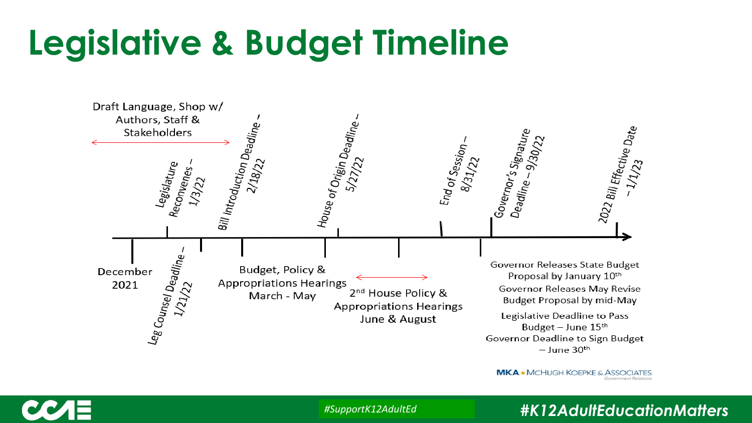# Legislative & Budget Timeline

Draft Language, Shop w/ Authors, Staff & Stakeholders

- December 2021
- Legislature Reconvenes – 1/3/22
- Leg Counsel Deadline – 1/21/22
- Bill Introduction Deadline – 2/18/22
- Budget, Policy & Appropriations Hearings March - May
- House of Origin Deadline – 5/27/22
- 2nd House Policy & Appropriations Hearings June & August
- End of Session – 8/31/22
- Governor's Signature Deadline – 9/30/22
- 2022 Bill Effective Date – 1/1/23

Governor Releases State Budget Proposal by January 10th

Governor Releases May Revise Budget Proposal by mid-May

Legislative Deadline to Pass Budget – June 15th

Governor Deadline to Sign Budget – June 30th

MKA ★ McHugh Koepke & Associates Government Relations

#SupportK12AdultEd

#K12AdultEducationMatters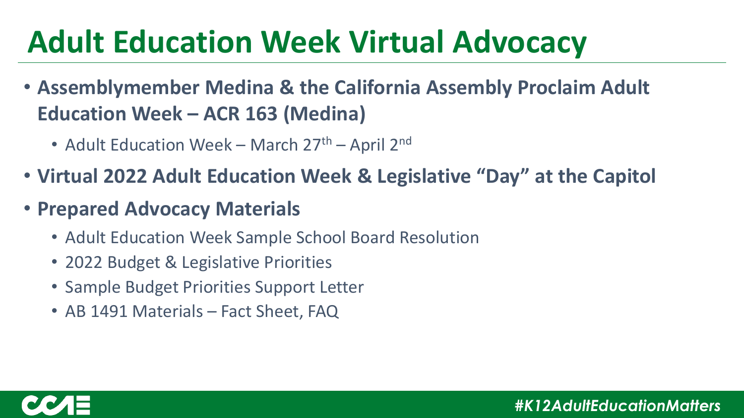# Adult Education Week Virtual Advocacy

- **Assemblymember Medina & the California Assembly Proclaim Adult Education Week – ACR 163 (Medina)**
  - Adult Education Week – March 27th – April 2nd
- **Virtual 2022 Adult Education Week & Legislative "Day" at the Capitol**
- **Prepared Advocacy Materials**
  - Adult Education Week Sample School Board Resolution
  - 2022 Budget & Legislative Priorities
  - Sample Budget Priorities Support Letter
  - AB 1491 Materials – Fact Sheet, FAQ

***#K12AdultEducationMatters***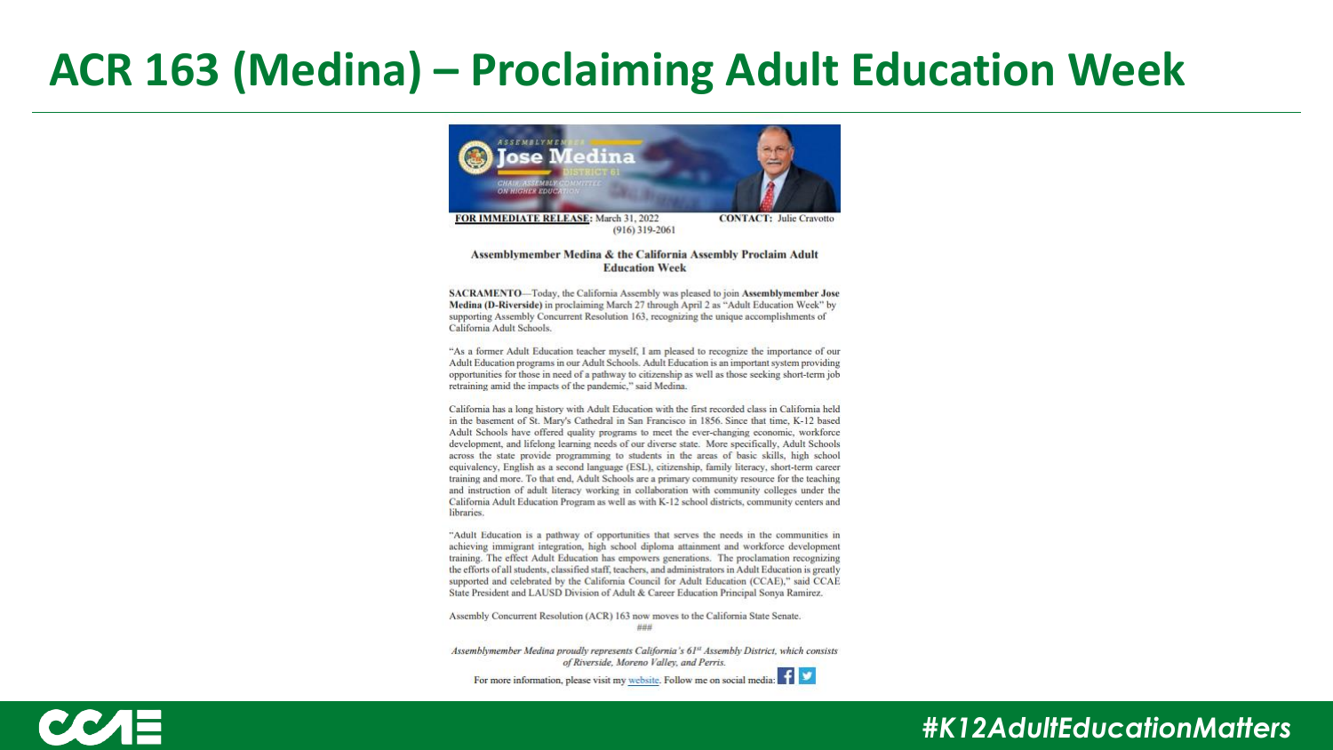# ACR 163 (Medina) – Proclaiming Adult Education Week

ASSEMBLYMEMBER **Jose Medina** DISTRICT 61

CHAIR, ASSEMBLY COMMITTEE ON HIGHER EDUCATION

**FOR IMMEDIATE RELEASE**: March 31, 2022 **CONTACT:** Julie Cravotto (916) 319-2061

**Assemblymember Medina & the California Assembly Proclaim Adult Education Week**

**SACRAMENTO**—Today, the California Assembly was pleased to join **Assemblymember Jose Medina (D-Riverside)** in proclaiming March 27 through April 2 as "Adult Education Week" by supporting Assembly Concurrent Resolution 163, recognizing the unique accomplishments of California Adult Schools.

"As a former Adult Education teacher myself, I am pleased to recognize the importance of our Adult Education programs in our Adult Schools. Adult Education is an important system providing opportunities for those in need of a pathway to citizenship as well as those seeking short-term job retraining amid the impacts of the pandemic," said Medina.

California has a long history with Adult Education with the first recorded class in California held in the basement of St. Mary's Cathedral in San Francisco in 1856. Since that time, K-12 based Adult Schools have offered quality programs to meet the ever-changing economic, workforce development, and lifelong learning needs of our diverse state. More specifically, Adult Schools across the state provide programming to students in the areas of basic skills, high school equivalency, English as a second language (ESL), citizenship, family literacy, short-term career training and more. To that end, Adult Schools are a primary community resource for the teaching and instruction of adult literacy working in collaboration with community colleges under the California Adult Education Program as well as with K-12 school districts, community centers and libraries.

"Adult Education is a pathway of opportunities that serves the needs in the communities in achieving immigrant integration, high school diploma attainment and workforce development training. The effect Adult Education has empowers generations. The proclamation recognizing the efforts of all students, classified staff, teachers, and administrators in Adult Education is greatly supported and celebrated by the California Council for Adult Education (CCAE)," said CCAE State President and LAUSD Division of Adult & Career Education Principal Sonya Ramirez.

Assembly Concurrent Resolution (ACR) 163 now moves to the California State Senate.

###

*Assemblymember Medina proudly represents California's 61st Assembly District, which consists of Riverside, Moreno Valley, and Perris.*

For more information, please visit my website. Follow me on social media:

#K12AdultEducationMatters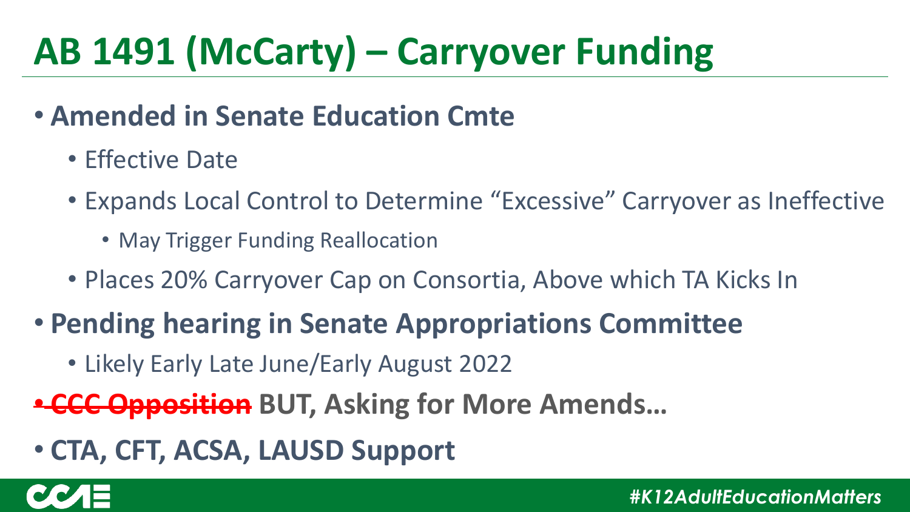# AB 1491 (McCarty) – Carryover Funding

- **Amended in Senate Education Cmte**
  - Effective Date
  - Expands Local Control to Determine "Excessive" Carryover as Ineffective
    - May Trigger Funding Reallocation
  - Places 20% Carryover Cap on Consortia, Above which TA Kicks In
- **Pending hearing in Senate Appropriations Committee**
  - Likely Early Late June/Early August 2022
- ~~**CCC Opposition**~~ **BUT, Asking for More Amends…**
- **CTA, CFT, ACSA, LAUSD Support**

*#K12AdultEducationMatters*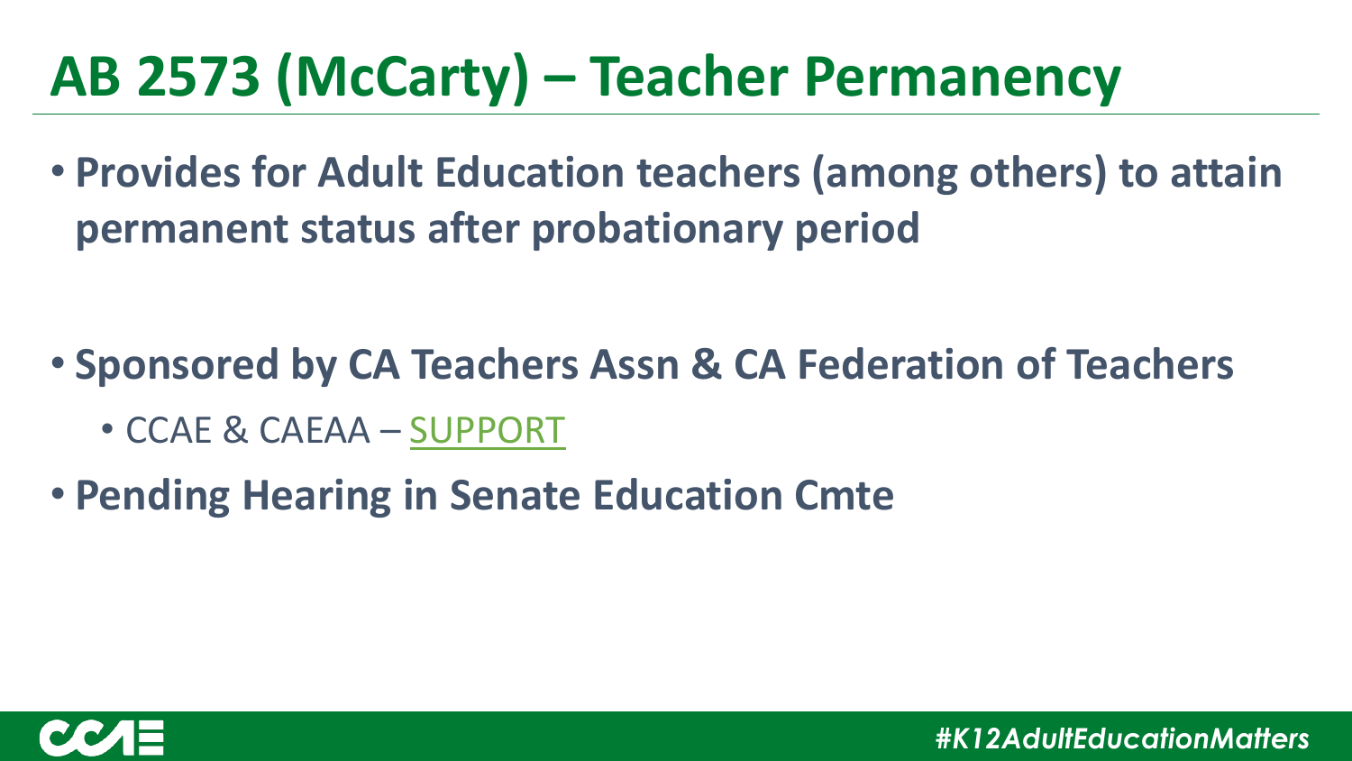# AB 2573 (McCarty) – Teacher Permanency

- **Provides for Adult Education teachers (among others) to attain permanent status after probationary period**
- **Sponsored by CA Teachers Assn & CA Federation of Teachers**
  - CCAE & CAEAA – SUPPORT
- **Pending Hearing in Senate Education Cmte**

*#K12AdultEducationMatters*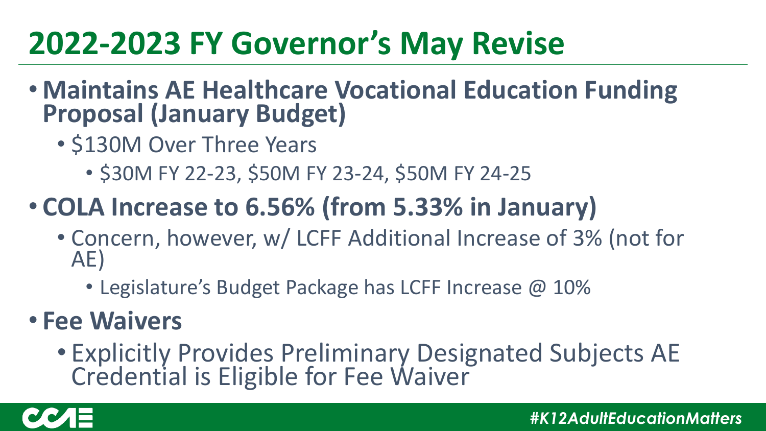# 2022-2023 FY Governor's May Revise

- **Maintains AE Healthcare Vocational Education Funding Proposal (January Budget)**
  - $130M Over Three Years
    - $30M FY 22-23, $50M FY 23-24, $50M FY 24-25
- **COLA Increase to 6.56% (from 5.33% in January)**
  - Concern, however, w/ LCFF Additional Increase of 3% (not for AE)
    - Legislature's Budget Package has LCFF Increase @ 10%
- **Fee Waivers**
  - Explicitly Provides Preliminary Designated Subjects AE Credential is Eligible for Fee Waiver

CCAE

*#K12AdultEducationMatters*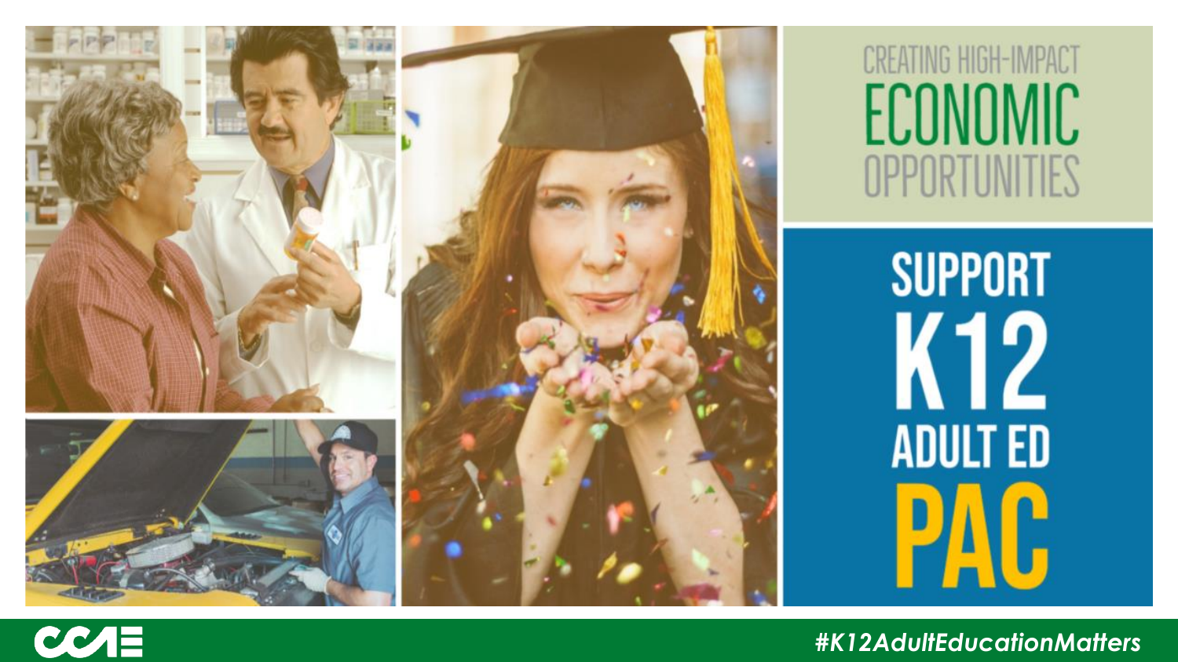CREATING HIGH-IMPACT

# ECONOMIC

OPPORTUNITIES

# SUPPORT K12 ADULT ED PAC

CCAE

#K12AdultEducationMatters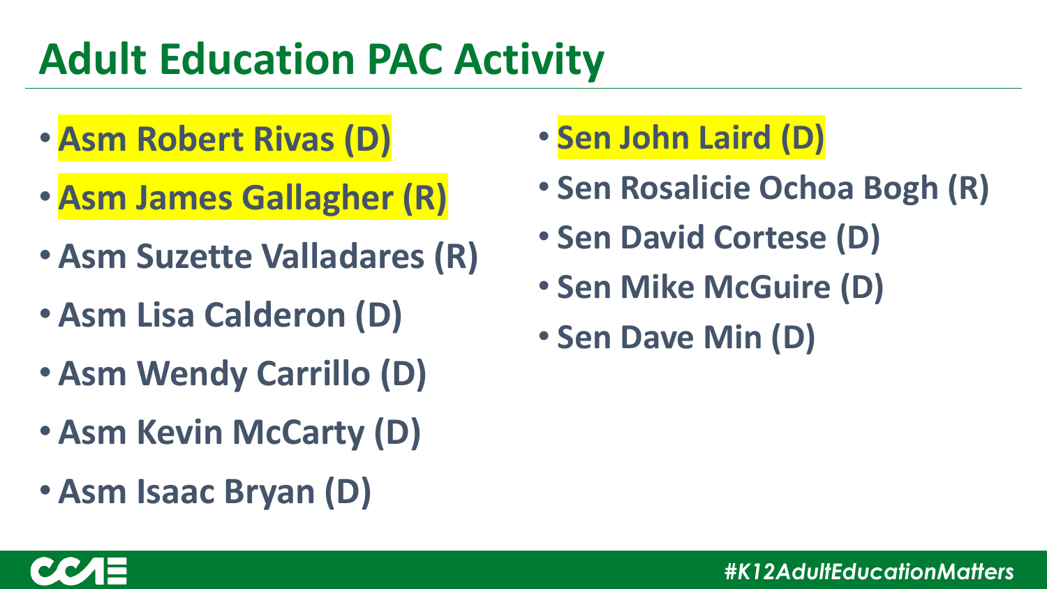# Adult Education PAC Activity

- **Asm Robert Rivas (D)**
- **Asm James Gallagher (R)**
- **Asm Suzette Valladares (R)**
- **Asm Lisa Calderon (D)**
- **Asm Wendy Carrillo (D)**
- **Asm Kevin McCarty (D)**
- **Asm Isaac Bryan (D)**
- **Sen John Laird (D)**
- **Sen Rosalicie Ochoa Bogh (R)**
- **Sen David Cortese (D)**
- **Sen Mike McGuire (D)**
- **Sen Dave Min (D)**

*#K12AdultEducationMatters*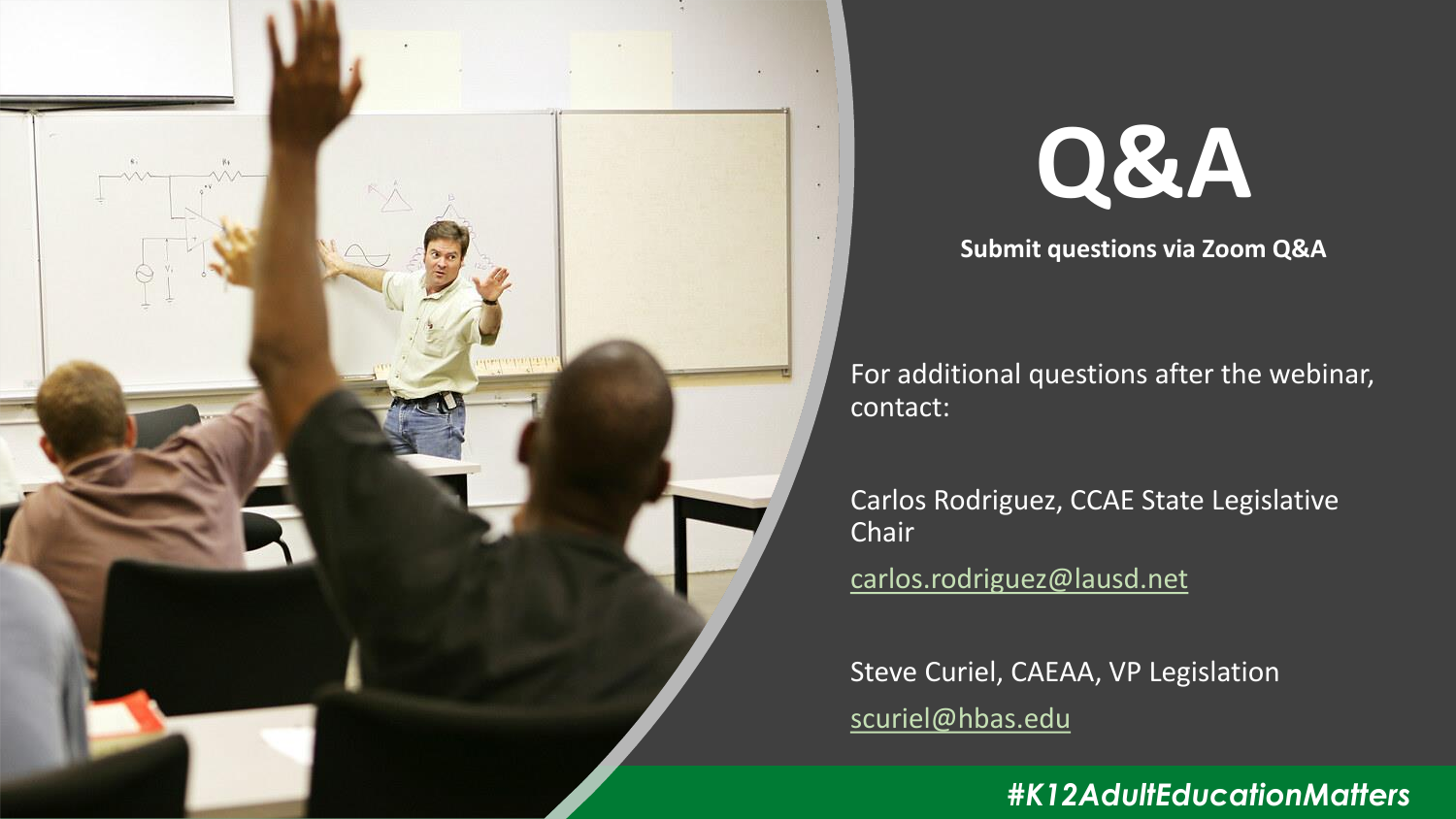# Q&A

**Submit questions via Zoom Q&A**

For additional questions after the webinar, contact:

Carlos Rodriguez, CCAE State Legislative Chair

carlos.rodriguez@lausd.net

Steve Curiel, CAEAA, VP Legislation

scuriel@hbas.edu

***#K12AdultEducationMatters***